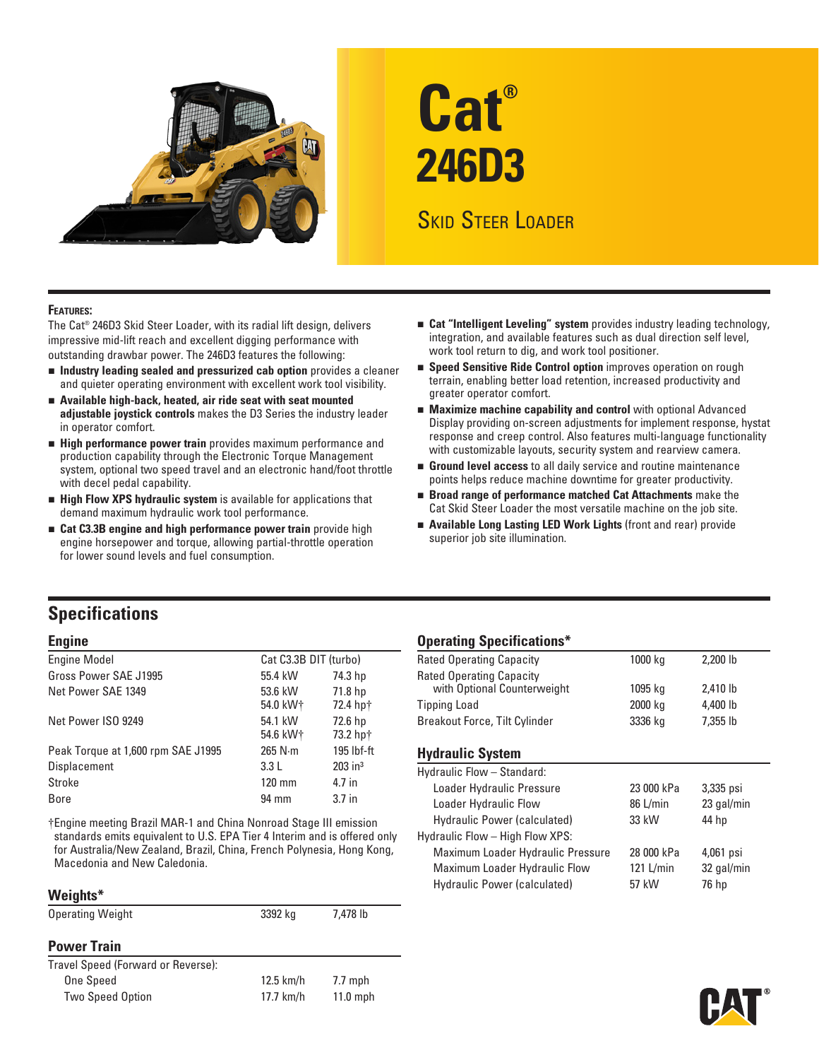# Cat® 246D3

## Skid Steer Loader

**Features:**

The Cat® 246D3 Skid Steer Loader, with its radial lift design, delivers impressive mid-lift reach and excellent digging performance with outstanding drawbar power. The 246D3 features the following:

- **Industry leading sealed and pressurized cab option** provides a cleaner and quieter operating environment with excellent work tool visibility.
- **Available high-back, heated, air ride seat with seat mounted adjustable joystick controls** makes the D3 Series the industry leader in operator comfort.
- **High performance power train** provides maximum performance and production capability through the Electronic Torque Management system, optional two speed travel and an electronic hand/foot throttle with decel pedal capability.
- **High Flow XPS hydraulic system** is available for applications that demand maximum hydraulic work tool performance.
- **Cat C3.3B engine and high performance power train** provide high engine horsepower and torque, allowing partial-throttle operation for lower sound levels and fuel consumption.
- **Cat "Intelligent Leveling" system** provides industry leading technology, integration, and available features such as dual direction self level, work tool return to dig, and work tool positioner.
- **Speed Sensitive Ride Control option** improves operation on rough terrain, enabling better load retention, increased productivity and greater operator comfort.
- **Maximize machine capability and control** with optional Advanced Display providing on-screen adjustments for implement response, hystat response and creep control. Also features multi-language functionality with customizable layouts, security system and rearview camera.
- **Ground level access** to all daily service and routine maintenance points helps reduce machine downtime for greater productivity.
- **Broad range of performance matched Cat Attachments** make the Cat Skid Steer Loader the most versatile machine on the job site.
- **Available Long Lasting LED Work Lights** (front and rear) provide superior job site illumination.

# Specifications

## Engine

| Engine | | |
|---|---|---|
| Engine Model | Cat C3.3B DIT (turbo) | |
| Gross Power SAE J1995 | 55.4 kW | 74.3 hp |
| Net Power SAE 1349 | 53.6 kW<br>54.0 kW† | 71.8 hp<br>72.4 hp† |
| Net Power ISO 9249 | 54.1 kW<br>54.6 kW† | 72.6 hp<br>73.2 hp† |
| Peak Torque at 1,600 rpm SAE J1995 | 265 N·m | 195 lbf-ft |
| Displacement | 3.3 L | 203 in³ |
| Stroke | 120 mm | 4.7 in |
| Bore | 94 mm | 3.7 in |

†Engine meeting Brazil MAR-1 and China Nonroad Stage III emission standards emits equivalent to U.S. EPA Tier 4 Interim and is offered only for Australia/New Zealand, Brazil, China, French Polynesia, Hong Kong, Macedonia and New Caledonia.

## Weights*

| Weights* | | |
|---|---|---|
| Operating Weight | 3392 kg | 7,478 lb |

## Power Train

| Power Train | | |
|---|---|---|
| Travel Speed (Forward or Reverse): | | |
| One Speed | 12.5 km/h | 7.7 mph |
| Two Speed Option | 17.7 km/h | 11.0 mph |

## Operating Specifications*

| Operating Specifications* | | |
|---|---|---|
| Rated Operating Capacity | 1000 kg | 2,200 lb |
| Rated Operating Capacity with Optional Counterweight | 1095 kg | 2,410 lb |
| Tipping Load | 2000 kg | 4,400 lb |
| Breakout Force, Tilt Cylinder | 3336 kg | 7,355 lb |

## Hydraulic System

| Hydraulic System | | |
|---|---|---|
| Hydraulic Flow – Standard: | | |
| Loader Hydraulic Pressure | 23 000 kPa | 3,335 psi |
| Loader Hydraulic Flow | 86 L/min | 23 gal/min |
| Hydraulic Power (calculated) | 33 kW | 44 hp |
| Hydraulic Flow – High Flow XPS: | | |
| Maximum Loader Hydraulic Pressure | 28 000 kPa | 4,061 psi |
| Maximum Loader Hydraulic Flow | 121 L/min | 32 gal/min |
| Hydraulic Power (calculated) | 57 kW | 76 hp |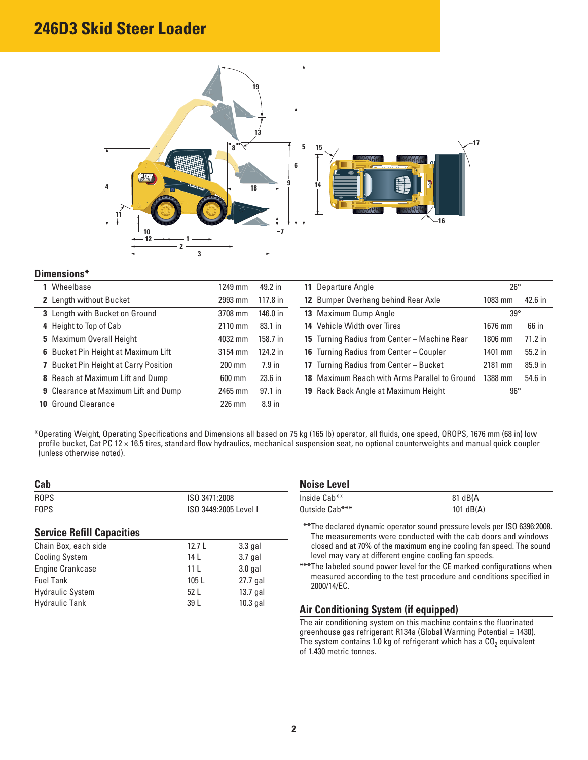# 246D3 Skid Steer Loader

## Dimensions*

| | | | |
|---|---|---|---|
| **1** | Wheelbase | 1249 mm | 49.2 in |
| **2** | Length without Bucket | 2993 mm | 117.8 in |
| **3** | Length with Bucket on Ground | 3708 mm | 146.0 in |
| **4** | Height to Top of Cab | 2110 mm | 83.1 in |
| **5** | Maximum Overall Height | 4032 mm | 158.7 in |
| **6** | Bucket Pin Height at Maximum Lift | 3154 mm | 124.2 in |
| **7** | Bucket Pin Height at Carry Position | 200 mm | 7.9 in |
| **8** | Reach at Maximum Lift and Dump | 600 mm | 23.6 in |
| **9** | Clearance at Maximum Lift and Dump | 2465 mm | 97.1 in |
| **10** | Ground Clearance | 226 mm | 8.9 in |
| **11** | Departure Angle | 26° | |
| **12** | Bumper Overhang behind Rear Axle | 1083 mm | 42.6 in |
| **13** | Maximum Dump Angle | 39° | |
| **14** | Vehicle Width over Tires | 1676 mm | 66 in |
| **15** | Turning Radius from Center – Machine Rear | 1806 mm | 71.2 in |
| **16** | Turning Radius from Center – Coupler | 1401 mm | 55.2 in |
| **17** | Turning Radius from Center – Bucket | 2181 mm | 85.9 in |
| **18** | Maximum Reach with Arms Parallel to Ground | 1388 mm | 54.6 in |
| **19** | Rack Back Angle at Maximum Height | 96° | |

*Operating Weight, Operating Specifications and Dimensions all based on 75 kg (165 lb) operator, all fluids, one speed, OROPS, 1676 mm (68 in) low profile bucket, Cat PC 12 × 16.5 tires, standard flow hydraulics, mechanical suspension seat, no optional counterweights and manual quick coupler (unless otherwise noted).

## Cab

| | |
|---|---|
| ROPS | ISO 3471:2008 |
| FOPS | ISO 3449:2005 Level I |

## Service Refill Capacities

| | | |
|---|---|---|
| Chain Box, each side | 12.7 L | 3.3 gal |
| Cooling System | 14 L | 3.7 gal |
| Engine Crankcase | 11 L | 3.0 gal |
| Fuel Tank | 105 L | 27.7 gal |
| Hydraulic System | 52 L | 13.7 gal |
| Hydraulic Tank | 39 L | 10.3 gal |

## Noise Level

| | |
|---|---|
| Inside Cab** | 81 dB(A |
| Outside Cab*** | 101 dB(A) |

**The declared dynamic operator sound pressure levels per ISO 6396:2008. The measurements were conducted with the cab doors and windows closed and at 70% of the maximum engine cooling fan speed. The sound level may vary at different engine cooling fan speeds.

***The labeled sound power level for the CE marked configurations when measured according to the test procedure and conditions specified in 2000/14/EC.

## Air Conditioning System (if equipped)

The air conditioning system on this machine contains the fluorinated greenhouse gas refrigerant R134a (Global Warming Potential = 1430). The system contains 1.0 kg of refrigerant which has a $CO_2$ equivalent of 1.430 metric tonnes.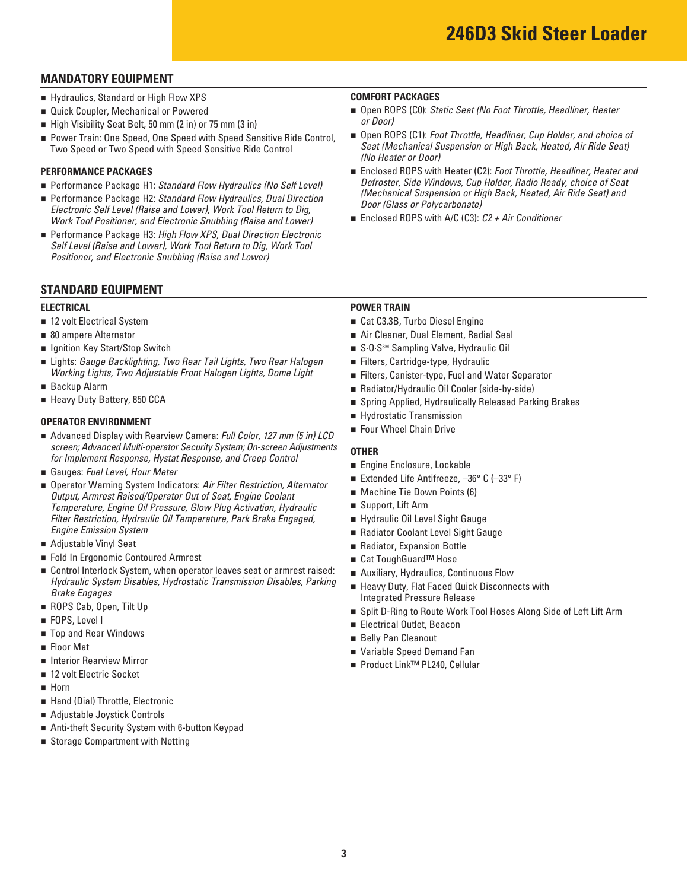# 246D3 Skid Steer Loader

## MANDATORY EQUIPMENT

- Hydraulics, Standard or High Flow XPS
- Quick Coupler, Mechanical or Powered
- High Visibility Seat Belt, 50 mm (2 in) or 75 mm (3 in)
- Power Train: One Speed, One Speed with Speed Sensitive Ride Control, Two Speed or Two Speed with Speed Sensitive Ride Control

### PERFORMANCE PACKAGES

- Performance Package H1: *Standard Flow Hydraulics (No Self Level)*
- Performance Package H2: *Standard Flow Hydraulics, Dual Direction Electronic Self Level (Raise and Lower), Work Tool Return to Dig, Work Tool Positioner, and Electronic Snubbing (Raise and Lower)*
- Performance Package H3: *High Flow XPS, Dual Direction Electronic Self Level (Raise and Lower), Work Tool Return to Dig, Work Tool Positioner, and Electronic Snubbing (Raise and Lower)*

### COMFORT PACKAGES

- Open ROPS (C0): *Static Seat (No Foot Throttle, Headliner, Heater or Door)*
- Open ROPS (C1): *Foot Throttle, Headliner, Cup Holder, and choice of Seat (Mechanical Suspension or High Back, Heated, Air Ride Seat) (No Heater or Door)*
- Enclosed ROPS with Heater (C2): *Foot Throttle, Headliner, Heater and Defroster, Side Windows, Cup Holder, Radio Ready, choice of Seat (Mechanical Suspension or High Back, Heated, Air Ride Seat) and Door (Glass or Polycarbonate)*
- Enclosed ROPS with A/C (C3): *C2 + Air Conditioner*

## STANDARD EQUIPMENT

### ELECTRICAL

- 12 volt Electrical System
- 80 ampere Alternator
- Ignition Key Start/Stop Switch
- Lights: *Gauge Backlighting, Two Rear Tail Lights, Two Rear Halogen Working Lights, Two Adjustable Front Halogen Lights, Dome Light*
- Backup Alarm
- Heavy Duty Battery, 850 CCA

### OPERATOR ENVIRONMENT

- Advanced Display with Rearview Camera: *Full Color, 127 mm (5 in) LCD screen; Advanced Multi-operator Security System; On-screen Adjustments for Implement Response, Hystat Response, and Creep Control*
- Gauges: *Fuel Level, Hour Meter*
- Operator Warning System Indicators: *Air Filter Restriction, Alternator Output, Armrest Raised/Operator Out of Seat, Engine Coolant Temperature, Engine Oil Pressure, Glow Plug Activation, Hydraulic Filter Restriction, Hydraulic Oil Temperature, Park Brake Engaged, Engine Emission System*
- Adjustable Vinyl Seat
- Fold In Ergonomic Contoured Armrest
- Control Interlock System, when operator leaves seat or armrest raised: *Hydraulic System Disables, Hydrostatic Transmission Disables, Parking Brake Engages*
- ROPS Cab, Open, Tilt Up
- FOPS, Level I
- Top and Rear Windows
- Floor Mat
- Interior Rearview Mirror
- 12 volt Electric Socket
- Horn
- Hand (Dial) Throttle, Electronic
- Adjustable Joystick Controls
- Anti-theft Security System with 6-button Keypad
- Storage Compartment with Netting

### POWER TRAIN

- Cat C3.3B, Turbo Diesel Engine
- Air Cleaner, Dual Element, Radial Seal
- S·O·S℠ Sampling Valve, Hydraulic Oil
- Filters, Cartridge-type, Hydraulic
- Filters, Canister-type, Fuel and Water Separator
- Radiator/Hydraulic Oil Cooler (side-by-side)
- Spring Applied, Hydraulically Released Parking Brakes
- Hydrostatic Transmission
- Four Wheel Chain Drive

### OTHER

- Engine Enclosure, Lockable
- Extended Life Antifreeze, –36° C (–33° F)
- Machine Tie Down Points (6)
- Support, Lift Arm
- Hydraulic Oil Level Sight Gauge
- Radiator Coolant Level Sight Gauge
- Radiator, Expansion Bottle
- Cat ToughGuard™ Hose
- Auxiliary, Hydraulics, Continuous Flow
- Heavy Duty, Flat Faced Quick Disconnects with Integrated Pressure Release
- Split D-Ring to Route Work Tool Hoses Along Side of Left Lift Arm
- Electrical Outlet, Beacon
- Belly Pan Cleanout
- Variable Speed Demand Fan
- Product Link™ PL240, Cellular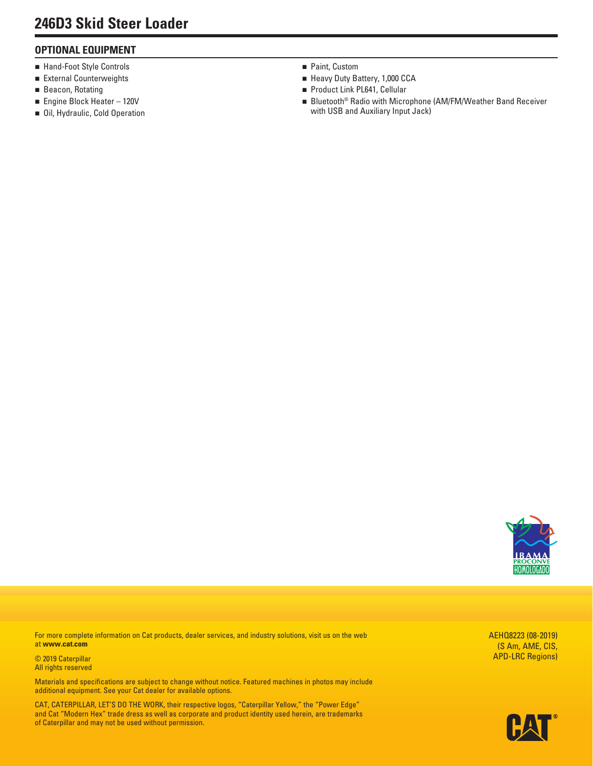# 246D3 Skid Steer Loader

## OPTIONAL EQUIPMENT

- Hand-Foot Style Controls
- External Counterweights
- Beacon, Rotating
- Engine Block Heater – 120V
- Oil, Hydraulic, Cold Operation
- Paint, Custom
- Heavy Duty Battery, 1,000 CCA
- Product Link PL641, Cellular
- Bluetooth® Radio with Microphone (AM/FM/Weather Band Receiver with USB and Auxiliary Input Jack)

IBAMA
PROCONVE
HOMOLOGADO

For more complete information on Cat products, dealer services, and industry solutions, visit us on the web at **www.cat.com**

© 2019 Caterpillar
All rights reserved

Materials and specifications are subject to change without notice. Featured machines in photos may include additional equipment. See your Cat dealer for available options.

CAT, CATERPILLAR, LET'S DO THE WORK, their respective logos, "Caterpillar Yellow," the "Power Edge" and Cat "Modern Hex" trade dress as well as corporate and product identity used herein, are trademarks of Caterpillar and may not be used without permission.

AEHQ8223 (08-2019)
(S Am, AME, CIS, APD-LRC Regions)